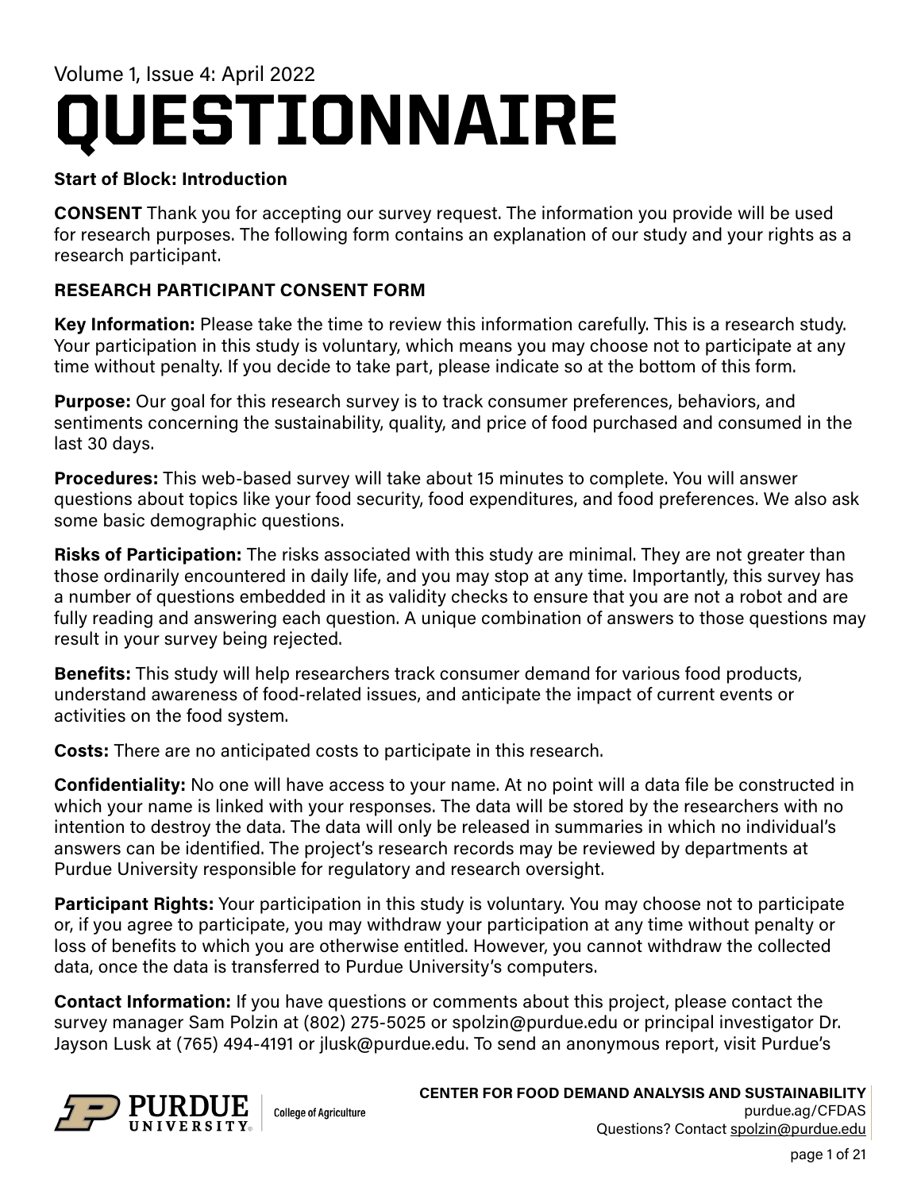Volume 1, Issue 4: April 2022

# QUESTIONNAIRE

**Start of Block: Introduction**

**CONSENT** Thank you for accepting our survey request. The information you provide will be used for research purposes. The following form contains an explanation of our study and your rights as a research participant.

**RESEARCH PARTICIPANT CONSENT FORM**

**Key Information:** Please take the time to review this information carefully. This is a research study. Your participation in this study is voluntary, which means you may choose not to participate at any time without penalty. If you decide to take part, please indicate so at the bottom of this form.

**Purpose:** Our goal for this research survey is to track consumer preferences, behaviors, and sentiments concerning the sustainability, quality, and price of food purchased and consumed in the last 30 days.

**Procedures:** This web-based survey will take about 15 minutes to complete. You will answer questions about topics like your food security, food expenditures, and food preferences. We also ask some basic demographic questions.

**Risks of Participation:** The risks associated with this study are minimal. They are not greater than those ordinarily encountered in daily life, and you may stop at any time. Importantly, this survey has a number of questions embedded in it as validity checks to ensure that you are not a robot and are fully reading and answering each question. A unique combination of answers to those questions may result in your survey being rejected.

**Benefits:** This study will help researchers track consumer demand for various food products, understand awareness of food-related issues, and anticipate the impact of current events or activities on the food system.

**Costs:** There are no anticipated costs to participate in this research.

**Confidentiality:** No one will have access to your name. At no point will a data file be constructed in which your name is linked with your responses. The data will be stored by the researchers with no intention to destroy the data. The data will only be released in summaries in which no individual's answers can be identified. The project's research records may be reviewed by departments at Purdue University responsible for regulatory and research oversight.

**Participant Rights:** Your participation in this study is voluntary. You may choose not to participate or, if you agree to participate, you may withdraw your participation at any time without penalty or loss of benefits to which you are otherwise entitled. However, you cannot withdraw the collected data, once the data is transferred to Purdue University's computers.

**Contact Information:** If you have questions or comments about this project, please contact the survey manager Sam Polzin at (802) 275-5025 or spolzin@purdue.edu or principal investigator Dr. Jayson Lusk at (765) 494-4191 or jlusk@purdue.edu. To send an anonymous report, visit Purdue's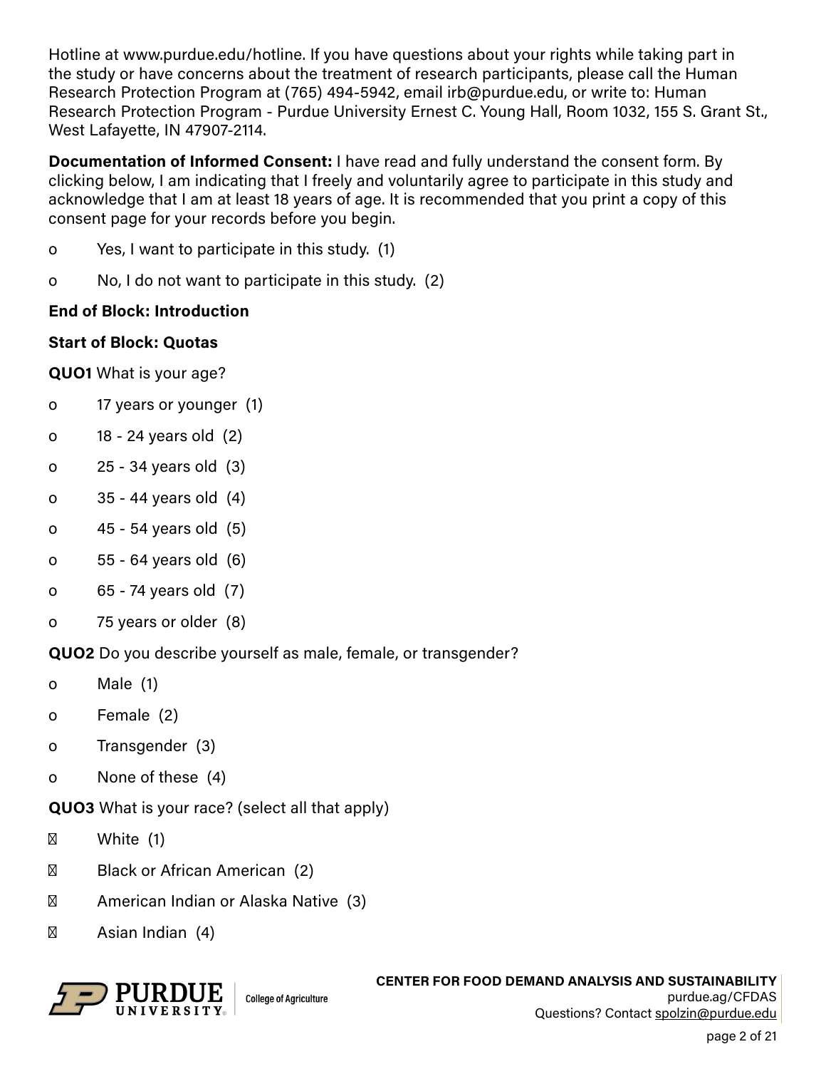Hotline at www.purdue.edu/hotline. If you have questions about your rights while taking part in the study or have concerns about the treatment of research participants, please call the Human Research Protection Program at (765) 494-5942, email irb@purdue.edu, or write to: Human Research Protection Program - Purdue University Ernest C. Young Hall, Room 1032, 155 S. Grant St., West Lafayette, IN 47907-2114.

**Documentation of Informed Consent:** I have read and fully understand the consent form. By clicking below, I am indicating that I freely and voluntarily agree to participate in this study and acknowledge that I am at least 18 years of age. It is recommended that you print a copy of this consent page for your records before you begin.

- o Yes, I want to participate in this study. (1)
- o No, I do not want to participate in this study. (2)

**End of Block: Introduction**

**Start of Block: Quotas**

**QUO1** What is your age?

- o 17 years or younger (1)
- o 18 - 24 years old (2)
- o 25 - 34 years old (3)
- o 35 - 44 years old (4)
- o 45 - 54 years old (5)
- o 55 - 64 years old (6)
- o 65 - 74 years old (7)
- o 75 years or older (8)

**QUO2** Do you describe yourself as male, female, or transgender?

- o Male (1)
- o Female (2)
- o Transgender (3)
- o None of these (4)

**QUO3** What is your race? (select all that apply)

- ▢ White (1)
- ▢ Black or African American (2)
- ▢ American Indian or Alaska Native (3)
- ▢ Asian Indian (4)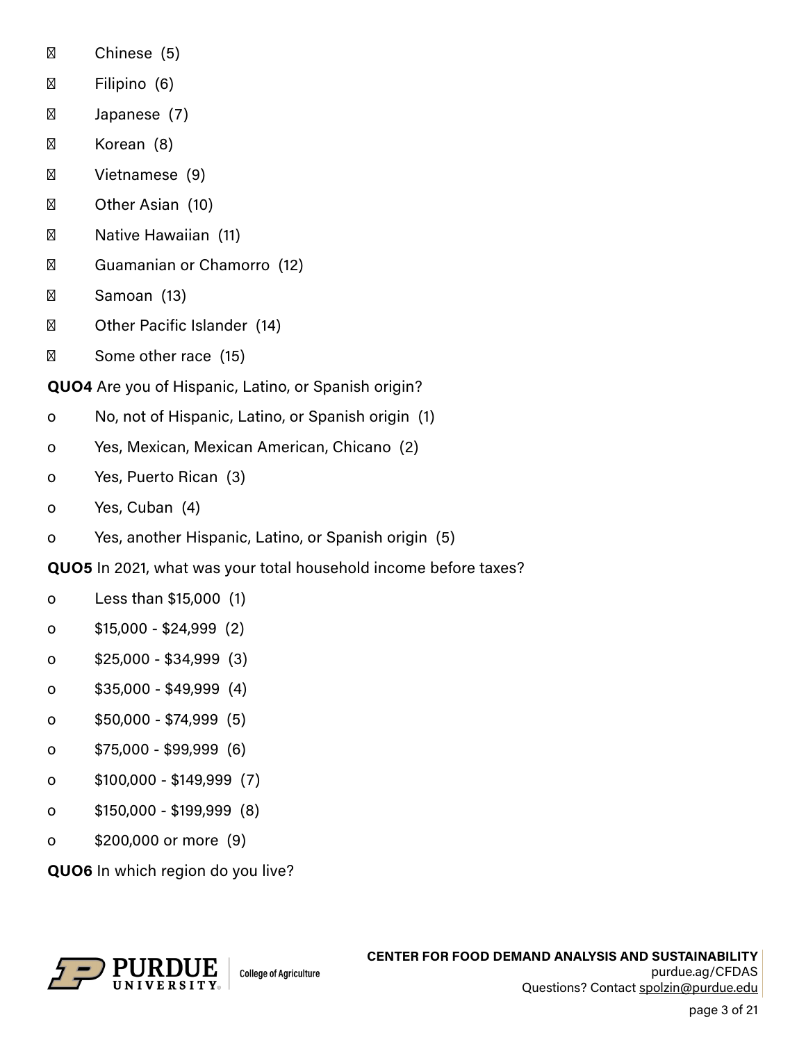- Chinese (5)
- Filipino (6)
- Japanese (7)
- Korean (8)
- Vietnamese (9)
- Other Asian (10)
- Native Hawaiian (11)
- Guamanian or Chamorro (12)
- Samoan (13)
- Other Pacific Islander (14)
- Some other race (15)

**QUO4** Are you of Hispanic, Latino, or Spanish origin?

- o No, not of Hispanic, Latino, or Spanish origin (1)
- o Yes, Mexican, Mexican American, Chicano (2)
- o Yes, Puerto Rican (3)
- o Yes, Cuban (4)
- o Yes, another Hispanic, Latino, or Spanish origin (5)

**QUO5** In 2021, what was your total household income before taxes?

- o Less than $15,000 (1)
- o $15,000 - $24,999 (2)
- o $25,000 - $34,999 (3)
- o $35,000 - $49,999 (4)
- o $50,000 - $74,999 (5)
- o $75,000 - $99,999 (6)
- o $100,000 - $149,999 (7)
- o $150,000 - $199,999 (8)
- o $200,000 or more (9)

**QUO6** In which region do you live?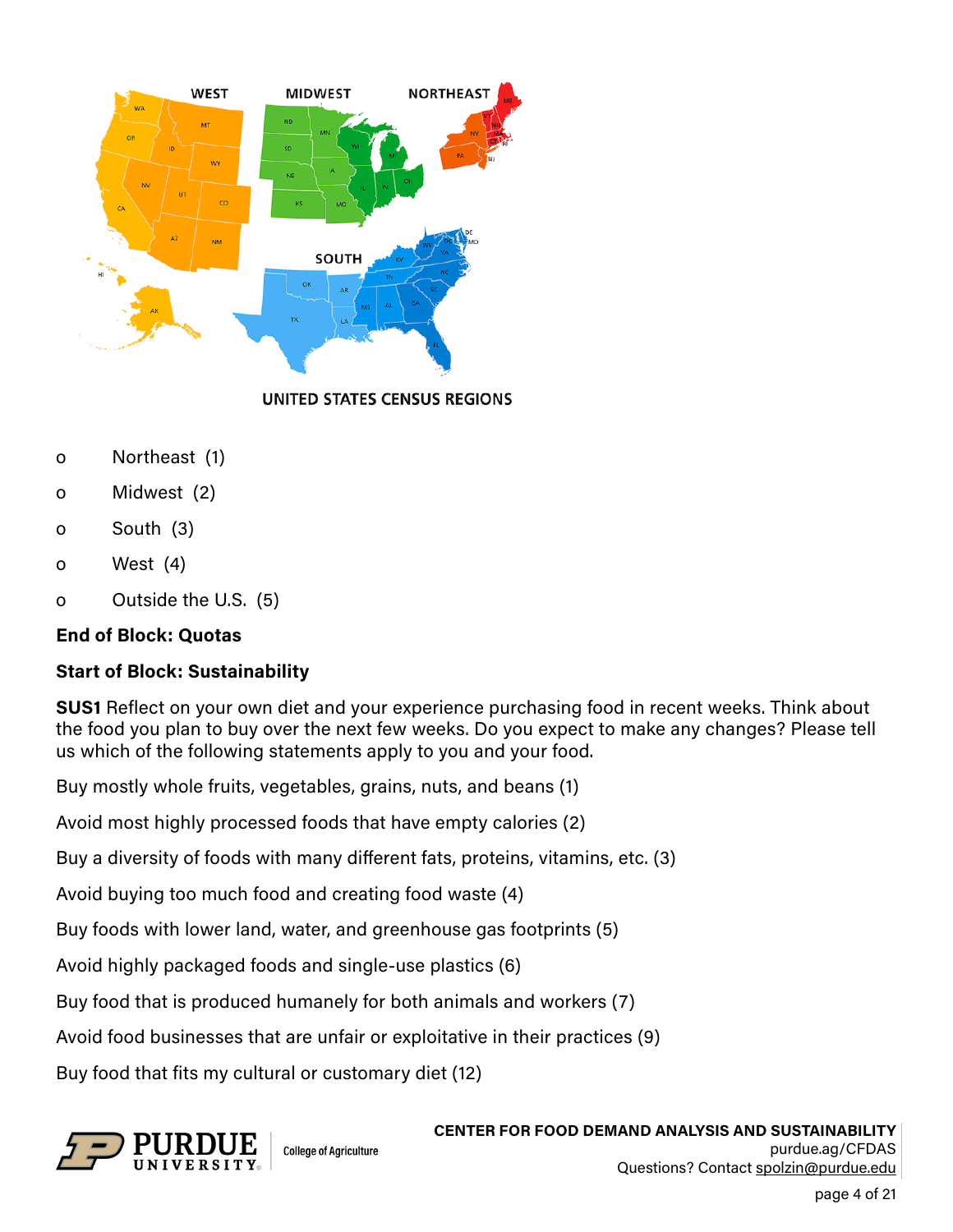UNITED STATES CENSUS REGIONS

- o Northeast (1)
- o Midwest (2)
- o South (3)
- o West (4)
- o Outside the U.S. (5)

**End of Block: Quotas**

**Start of Block: Sustainability**

**SUS1** Reflect on your own diet and your experience purchasing food in recent weeks. Think about the food you plan to buy over the next few weeks. Do you expect to make any changes? Please tell us which of the following statements apply to you and your food.

Buy mostly whole fruits, vegetables, grains, nuts, and beans (1)

Avoid most highly processed foods that have empty calories (2)

Buy a diversity of foods with many different fats, proteins, vitamins, etc. (3)

Avoid buying too much food and creating food waste (4)

Buy foods with lower land, water, and greenhouse gas footprints (5)

Avoid highly packaged foods and single-use plastics (6)

Buy food that is produced humanely for both animals and workers (7)

Avoid food businesses that are unfair or exploitative in their practices (9)

Buy food that fits my cultural or customary diet (12)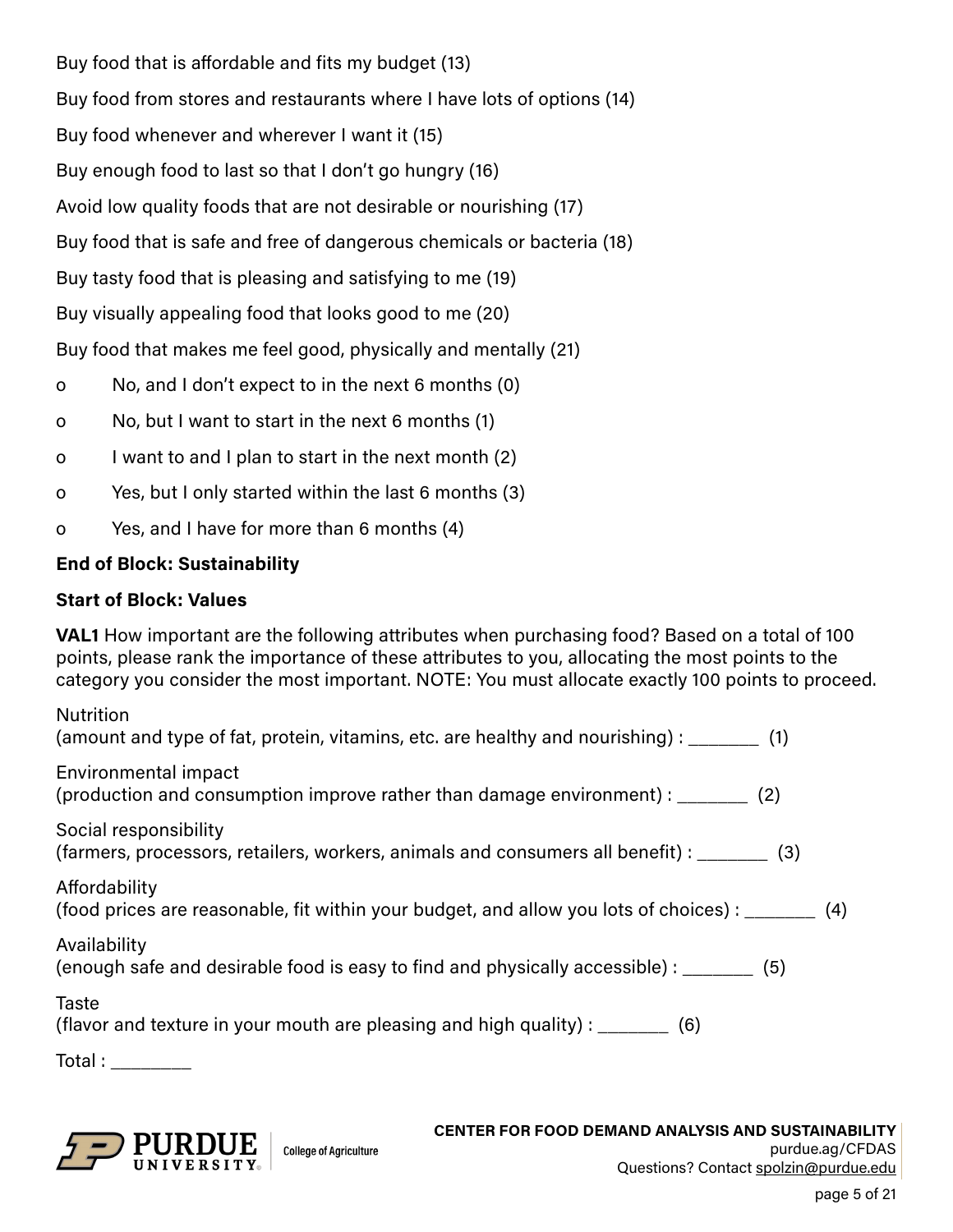Buy food that is affordable and fits my budget (13)

Buy food from stores and restaurants where I have lots of options (14)

Buy food whenever and wherever I want it (15)

Buy enough food to last so that I don't go hungry (16)

Avoid low quality foods that are not desirable or nourishing (17)

Buy food that is safe and free of dangerous chemicals or bacteria (18)

Buy tasty food that is pleasing and satisfying to me (19)

Buy visually appealing food that looks good to me (20)

Buy food that makes me feel good, physically and mentally (21)

- o No, and I don't expect to in the next 6 months (0)
- o No, but I want to start in the next 6 months (1)
- o I want to and I plan to start in the next month (2)
- o Yes, but I only started within the last 6 months (3)
- o Yes, and I have for more than 6 months (4)

**End of Block: Sustainability**

**Start of Block: Values**

**VAL1** How important are the following attributes when purchasing food? Based on a total of 100 points, please rank the importance of these attributes to you, allocating the most points to the category you consider the most important. NOTE: You must allocate exactly 100 points to proceed.

Nutrition
(amount and type of fat, protein, vitamins, etc. are healthy and nourishing) : ________ (1)

Environmental impact
(production and consumption improve rather than damage environment) : ________ (2)

Social responsibility
(farmers, processors, retailers, workers, animals and consumers all benefit) : ________ (3)

Affordability
(food prices are reasonable, fit within your budget, and allow you lots of choices) : ________ (4)

Availability
(enough safe and desirable food is easy to find and physically accessible) : ________ (5)

Taste
(flavor and texture in your mouth are pleasing and high quality) : ________ (6)

Total : ________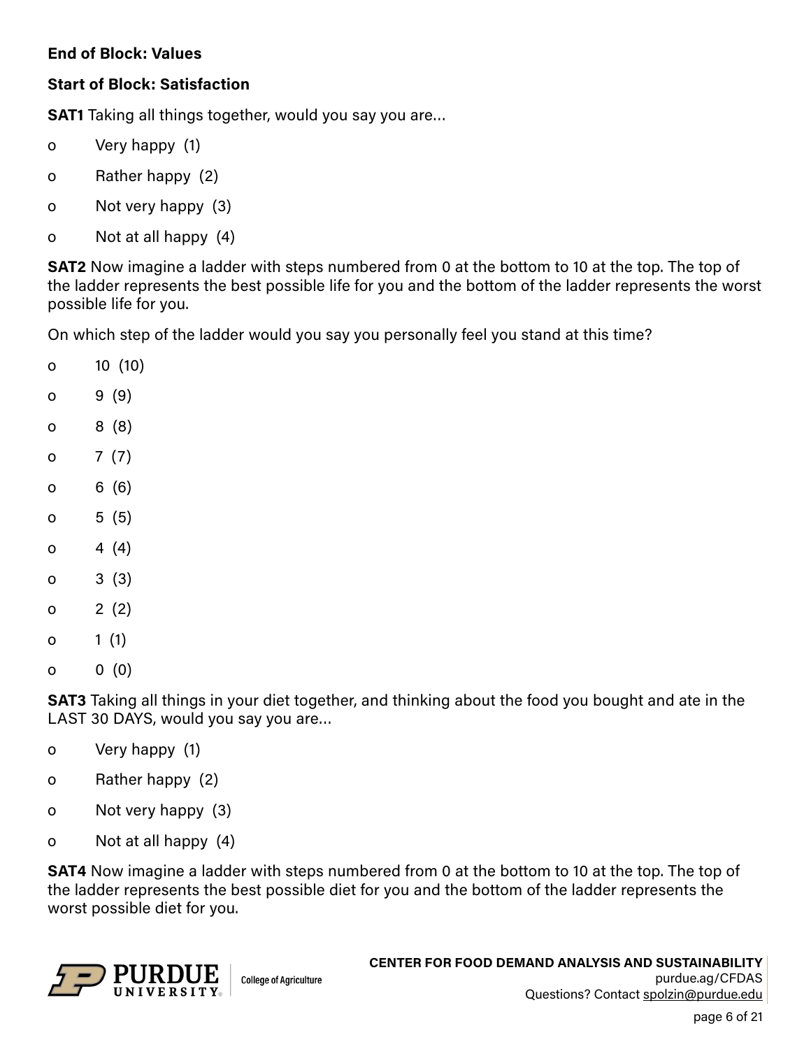**End of Block: Values**

**Start of Block: Satisfaction**

**SAT1** Taking all things together, would you say you are...

- o Very happy (1)
- o Rather happy (2)
- o Not very happy (3)
- o Not at all happy (4)

**SAT2** Now imagine a ladder with steps numbered from 0 at the bottom to 10 at the top. The top of the ladder represents the best possible life for you and the bottom of the ladder represents the worst possible life for you.

On which step of the ladder would you say you personally feel you stand at this time?

- o 10 (10)
- o 9 (9)
- o 8 (8)
- o 7 (7)
- o 6 (6)
- o 5 (5)
- o 4 (4)
- o 3 (3)
- o 2 (2)
- o 1 (1)
- o 0 (0)

**SAT3** Taking all things in your diet together, and thinking about the food you bought and ate in the LAST 30 DAYS, would you say you are...

- o Very happy (1)
- o Rather happy (2)
- o Not very happy (3)
- o Not at all happy (4)

**SAT4** Now imagine a ladder with steps numbered from 0 at the bottom to 10 at the top. The top of the ladder represents the best possible diet for you and the bottom of the ladder represents the worst possible diet for you.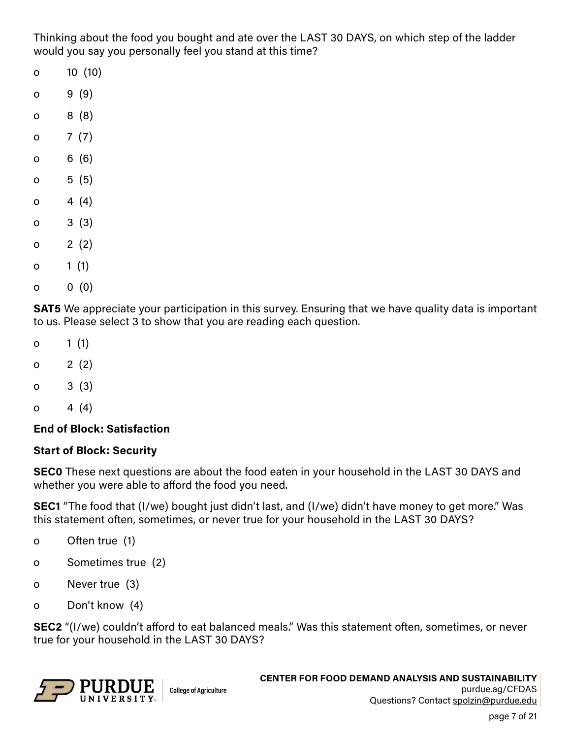Thinking about the food you bought and ate over the LAST 30 DAYS, on which step of the ladder would you say you personally feel you stand at this time?

- o 10 (10)
- o 9 (9)
- o 8 (8)
- o 7 (7)
- o 6 (6)
- o 5 (5)
- o 4 (4)
- o 3 (3)
- o 2 (2)
- o 1 (1)
- o 0 (0)

**SAT5** We appreciate your participation in this survey. Ensuring that we have quality data is important to us. Please select 3 to show that you are reading each question.

- o 1 (1)
- o 2 (2)
- o 3 (3)
- o 4 (4)

**End of Block: Satisfaction**

**Start of Block: Security**

**SEC0** These next questions are about the food eaten in your household in the LAST 30 DAYS and whether you were able to afford the food you need.

**SEC1** "The food that (I/we) bought just didn't last, and (I/we) didn't have money to get more." Was this statement often, sometimes, or never true for your household in the LAST 30 DAYS?

- o Often true (1)
- o Sometimes true (2)
- o Never true (3)
- o Don't know (4)

**SEC2** "(I/we) couldn't afford to eat balanced meals." Was this statement often, sometimes, or never true for your household in the LAST 30 DAYS?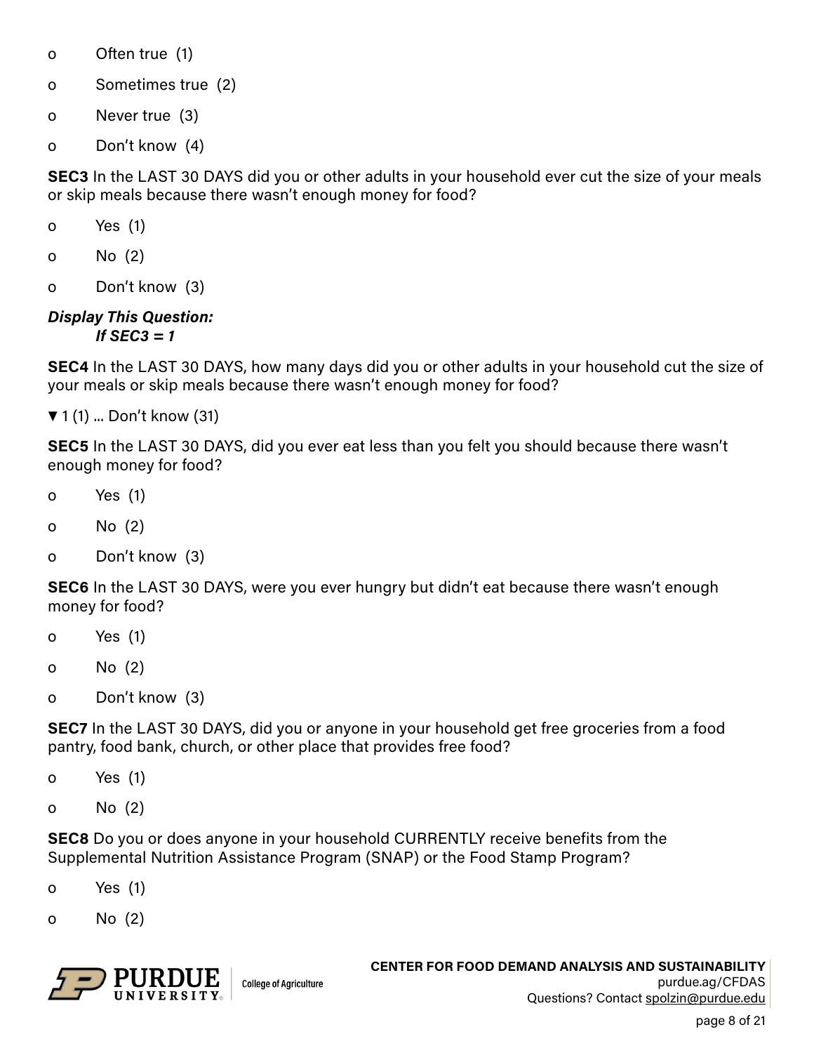- Often true (1)
- Sometimes true (2)
- Never true (3)
- Don't know (4)

**SEC3** In the LAST 30 DAYS did you or other adults in your household ever cut the size of your meals or skip meals because there wasn't enough money for food?

- Yes (1)
- No (2)
- Don't know (3)

***Display This Question:***
***If SEC3 = 1***

**SEC4** In the LAST 30 DAYS, how many days did you or other adults in your household cut the size of your meals or skip meals because there wasn't enough money for food?

▼ 1 (1) ... Don't know (31)

**SEC5** In the LAST 30 DAYS, did you ever eat less than you felt you should because there wasn't enough money for food?

- Yes (1)
- No (2)
- Don't know (3)

**SEC6** In the LAST 30 DAYS, were you ever hungry but didn't eat because there wasn't enough money for food?

- Yes (1)
- No (2)
- Don't know (3)

**SEC7** In the LAST 30 DAYS, did you or anyone in your household get free groceries from a food pantry, food bank, church, or other place that provides free food?

- Yes (1)
- No (2)

**SEC8** Do you or does anyone in your household CURRENTLY receive benefits from the Supplemental Nutrition Assistance Program (SNAP) or the Food Stamp Program?

- Yes (1)
- No (2)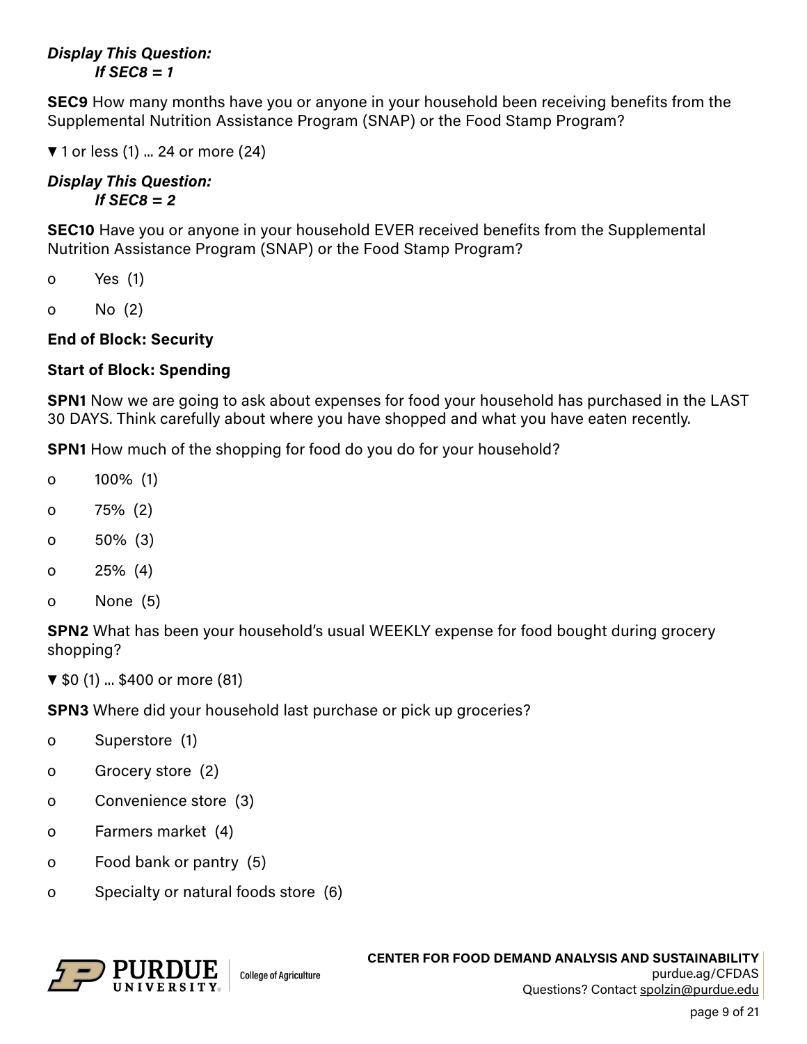***Display This Question:***
***If SEC8 = 1***

**SEC9** How many months have you or anyone in your household been receiving benefits from the Supplemental Nutrition Assistance Program (SNAP) or the Food Stamp Program?

▼ 1 or less (1) ... 24 or more (24)

***Display This Question:***
***If SEC8 = 2***

**SEC10** Have you or anyone in your household EVER received benefits from the Supplemental Nutrition Assistance Program (SNAP) or the Food Stamp Program?

o Yes (1)

o No (2)

**End of Block: Security**

**Start of Block: Spending**

**SPN1** Now we are going to ask about expenses for food your household has purchased in the LAST 30 DAYS. Think carefully about where you have shopped and what you have eaten recently.

**SPN1** How much of the shopping for food do you do for your household?

o 100% (1)

o 75% (2)

o 50% (3)

o 25% (4)

o None (5)

**SPN2** What has been your household's usual WEEKLY expense for food bought during grocery shopping?

▼ $0 (1) ... $400 or more (81)

**SPN3** Where did your household last purchase or pick up groceries?

o Superstore (1)

o Grocery store (2)

o Convenience store (3)

o Farmers market (4)

o Food bank or pantry (5)

o Specialty or natural foods store (6)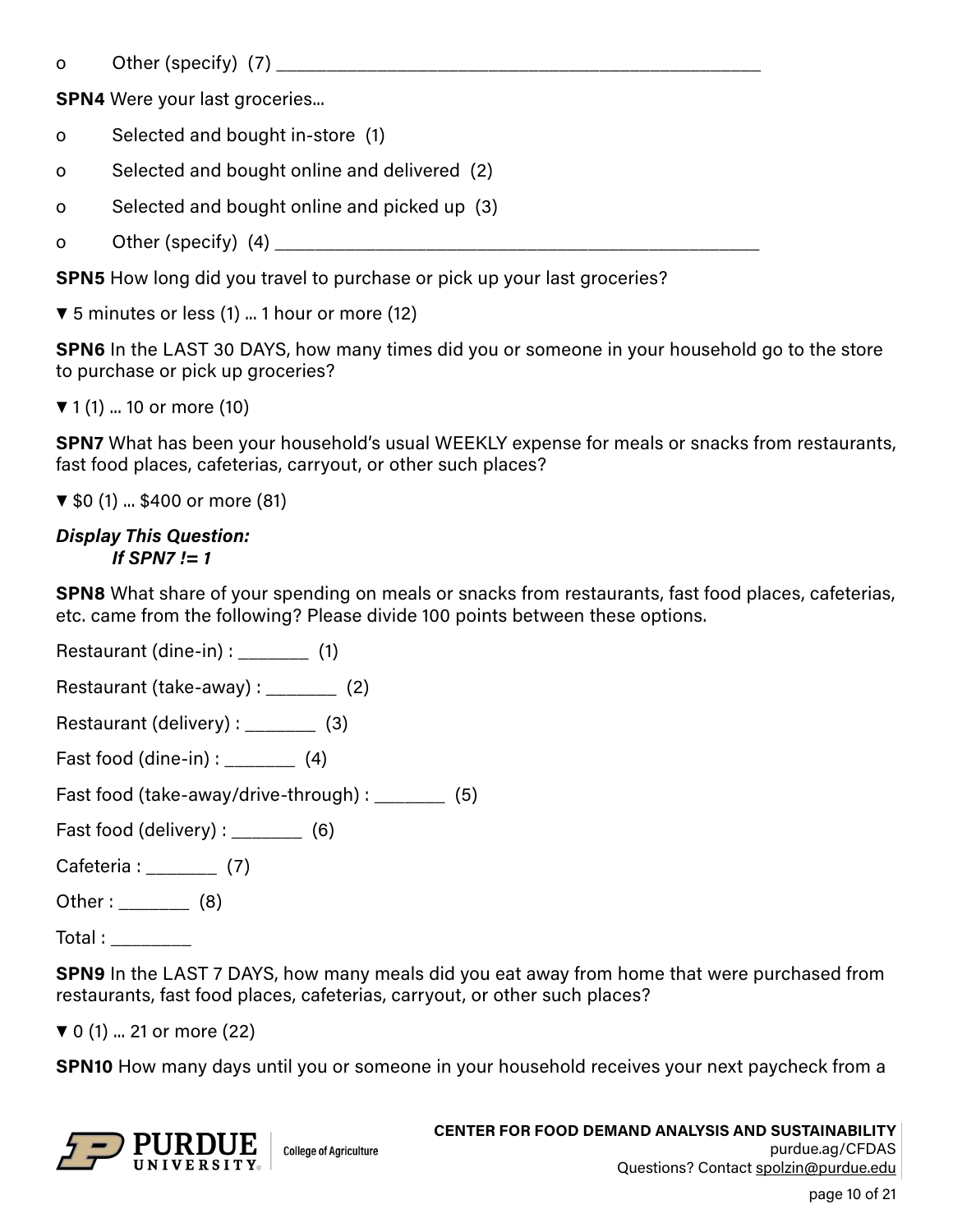o Other (specify) (7) ________________________________________________

**SPN4** Were your last groceries...

o Selected and bought in-store (1)

o Selected and bought online and delivered (2)

o Selected and bought online and picked up (3)

o Other (specify) (4) ________________________________________________

**SPN5** How long did you travel to purchase or pick up your last groceries?

▼ 5 minutes or less (1) ... 1 hour or more (12)

**SPN6** In the LAST 30 DAYS, how many times did you or someone in your household go to the store to purchase or pick up groceries?

▼ 1 (1) ... 10 or more (10)

**SPN7** What has been your household's usual WEEKLY expense for meals or snacks from restaurants, fast food places, cafeterias, carryout, or other such places?

▼ $0 (1) ... $400 or more (81)

***Display This Question:***
***If SPN7 != 1***

**SPN8** What share of your spending on meals or snacks from restaurants, fast food places, cafeterias, etc. came from the following? Please divide 100 points between these options.

Restaurant (dine-in) : _______ (1)

Restaurant (take-away) : _______ (2)

Restaurant (delivery) : _______ (3)

Fast food (dine-in) : _______ (4)

Fast food (take-away/drive-through) : _______ (5)

Fast food (delivery) : _______ (6)

Cafeteria : _______ (7)

Other : _______ (8)

Total : ________

**SPN9** In the LAST 7 DAYS, how many meals did you eat away from home that were purchased from restaurants, fast food places, cafeterias, carryout, or other such places?

▼ 0 (1) ... 21 or more (22)

**SPN10** How many days until you or someone in your household receives your next paycheck from a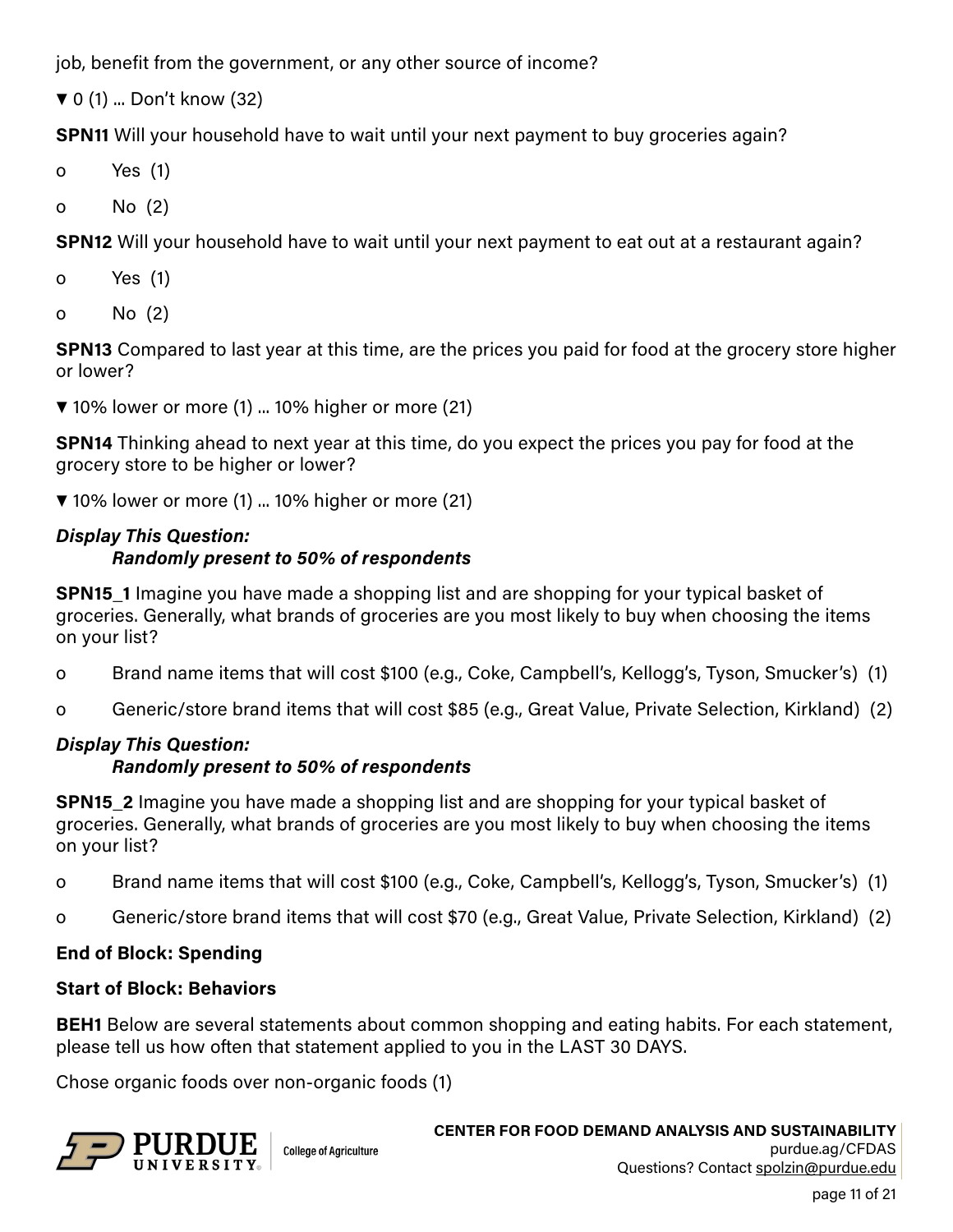job, benefit from the government, or any other source of income?

▼ 0 (1) ... Don't know (32)

**SPN11** Will your household have to wait until your next payment to buy groceries again?

o Yes (1)

o No (2)

**SPN12** Will your household have to wait until your next payment to eat out at a restaurant again?

o Yes (1)

o No (2)

**SPN13** Compared to last year at this time, are the prices you paid for food at the grocery store higher or lower?

▼ 10% lower or more (1) ... 10% higher or more (21)

**SPN14** Thinking ahead to next year at this time, do you expect the prices you pay for food at the grocery store to be higher or lower?

▼ 10% lower or more (1) ... 10% higher or more (21)

***Display This Question:***
***Randomly present to 50% of respondents***

**SPN15_1** Imagine you have made a shopping list and are shopping for your typical basket of groceries. Generally, what brands of groceries are you most likely to buy when choosing the items on your list?

o Brand name items that will cost $100 (e.g., Coke, Campbell's, Kellogg's, Tyson, Smucker's) (1)

o Generic/store brand items that will cost $85 (e.g., Great Value, Private Selection, Kirkland) (2)

***Display This Question:***
***Randomly present to 50% of respondents***

**SPN15_2** Imagine you have made a shopping list and are shopping for your typical basket of groceries. Generally, what brands of groceries are you most likely to buy when choosing the items on your list?

o Brand name items that will cost $100 (e.g., Coke, Campbell's, Kellogg's, Tyson, Smucker's) (1)

o Generic/store brand items that will cost $70 (e.g., Great Value, Private Selection, Kirkland) (2)

**End of Block: Spending**

**Start of Block: Behaviors**

**BEH1** Below are several statements about common shopping and eating habits. For each statement, please tell us how often that statement applied to you in the LAST 30 DAYS.

Chose organic foods over non-organic foods (1)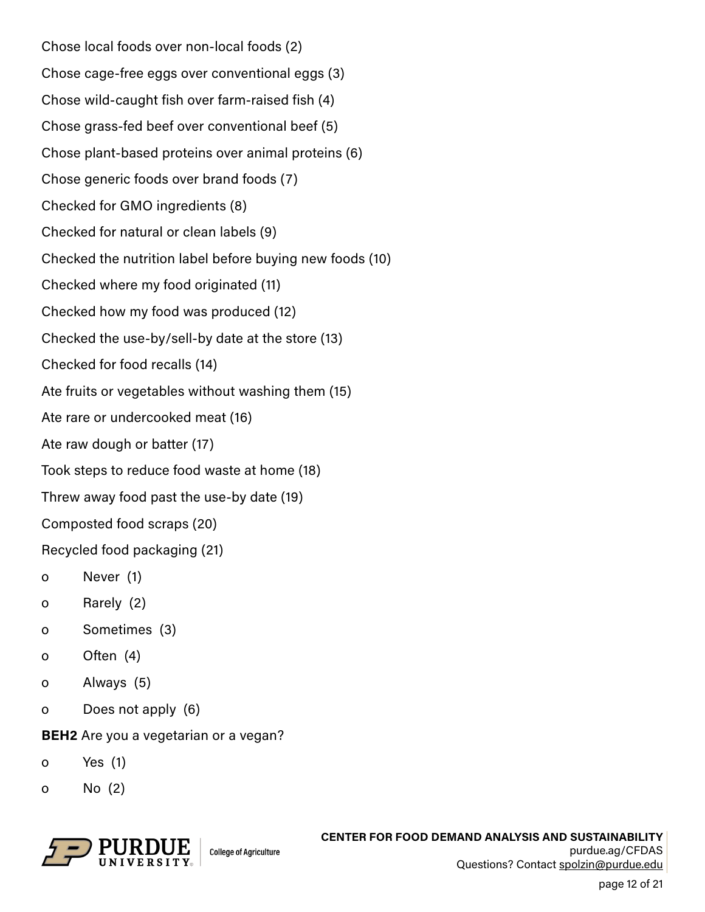Chose local foods over non-local foods (2)

Chose cage-free eggs over conventional eggs (3)

Chose wild-caught fish over farm-raised fish (4)

Chose grass-fed beef over conventional beef (5)

Chose plant-based proteins over animal proteins (6)

Chose generic foods over brand foods (7)

Checked for GMO ingredients (8)

Checked for natural or clean labels (9)

Checked the nutrition label before buying new foods (10)

Checked where my food originated (11)

Checked how my food was produced (12)

Checked the use-by/sell-by date at the store (13)

Checked for food recalls (14)

Ate fruits or vegetables without washing them (15)

Ate rare or undercooked meat (16)

Ate raw dough or batter (17)

Took steps to reduce food waste at home (18)

Threw away food past the use-by date (19)

Composted food scraps (20)

Recycled food packaging (21)

o Never (1)

o Rarely (2)

o Sometimes (3)

o Often (4)

o Always (5)

o Does not apply (6)

**BEH2** Are you a vegetarian or a vegan?

o Yes (1)

o No (2)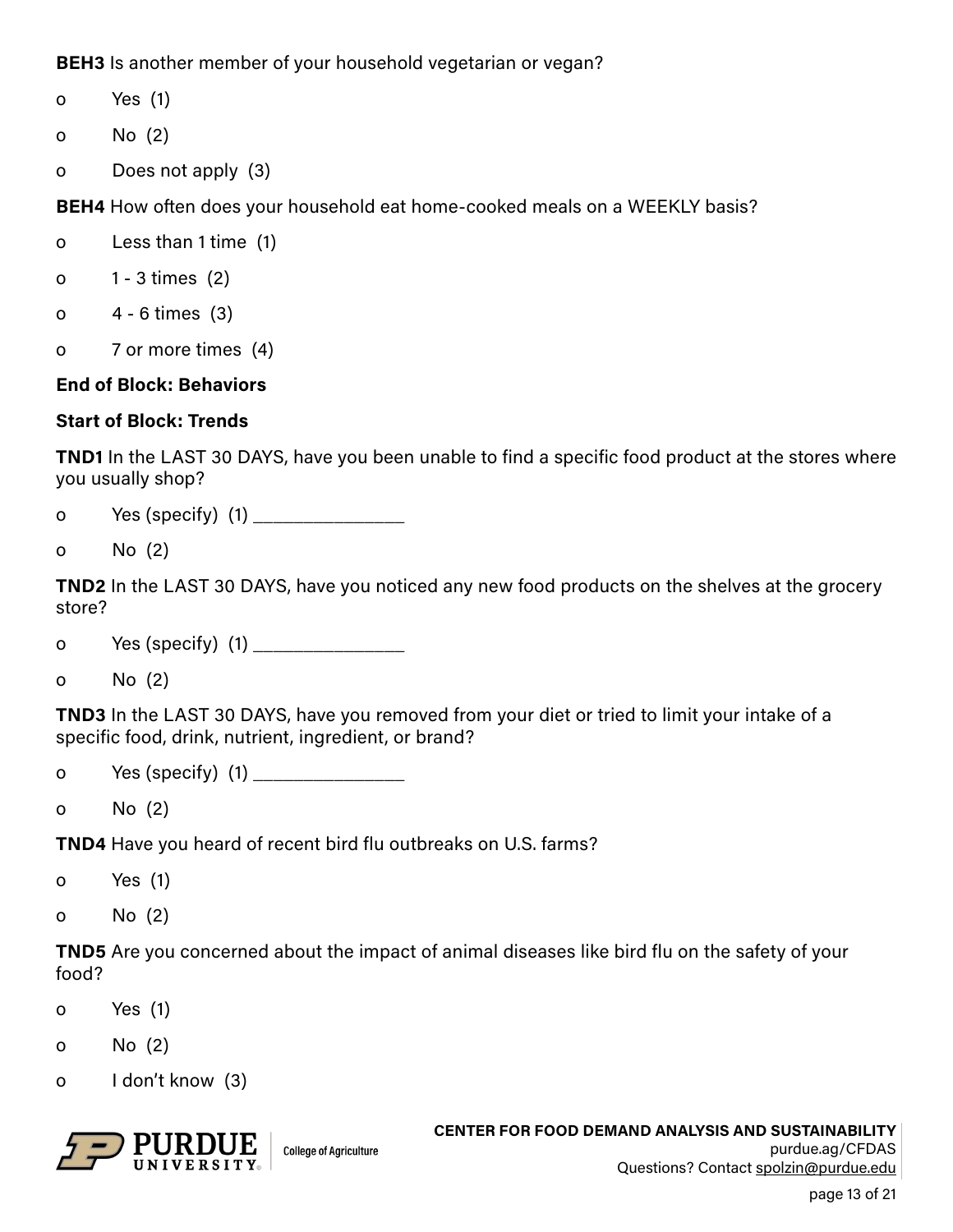**BEH3** Is another member of your household vegetarian or vegan?

- o Yes (1)
- o No (2)
- o Does not apply (3)

**BEH4** How often does your household eat home-cooked meals on a WEEKLY basis?

- o Less than 1 time (1)
- o 1 - 3 times (2)
- o 4 - 6 times (3)
- o 7 or more times (4)

**End of Block: Behaviors**

**Start of Block: Trends**

**TND1** In the LAST 30 DAYS, have you been unable to find a specific food product at the stores where you usually shop?

- o Yes (specify) (1) ________________
- o No (2)

**TND2** In the LAST 30 DAYS, have you noticed any new food products on the shelves at the grocery store?

- o Yes (specify) (1) ________________
- o No (2)

**TND3** In the LAST 30 DAYS, have you removed from your diet or tried to limit your intake of a specific food, drink, nutrient, ingredient, or brand?

- o Yes (specify) (1) ________________
- o No (2)

**TND4** Have you heard of recent bird flu outbreaks on U.S. farms?

- o Yes (1)
- o No (2)

**TND5** Are you concerned about the impact of animal diseases like bird flu on the safety of your food?

- o Yes (1)
- o No (2)
- o I don't know (3)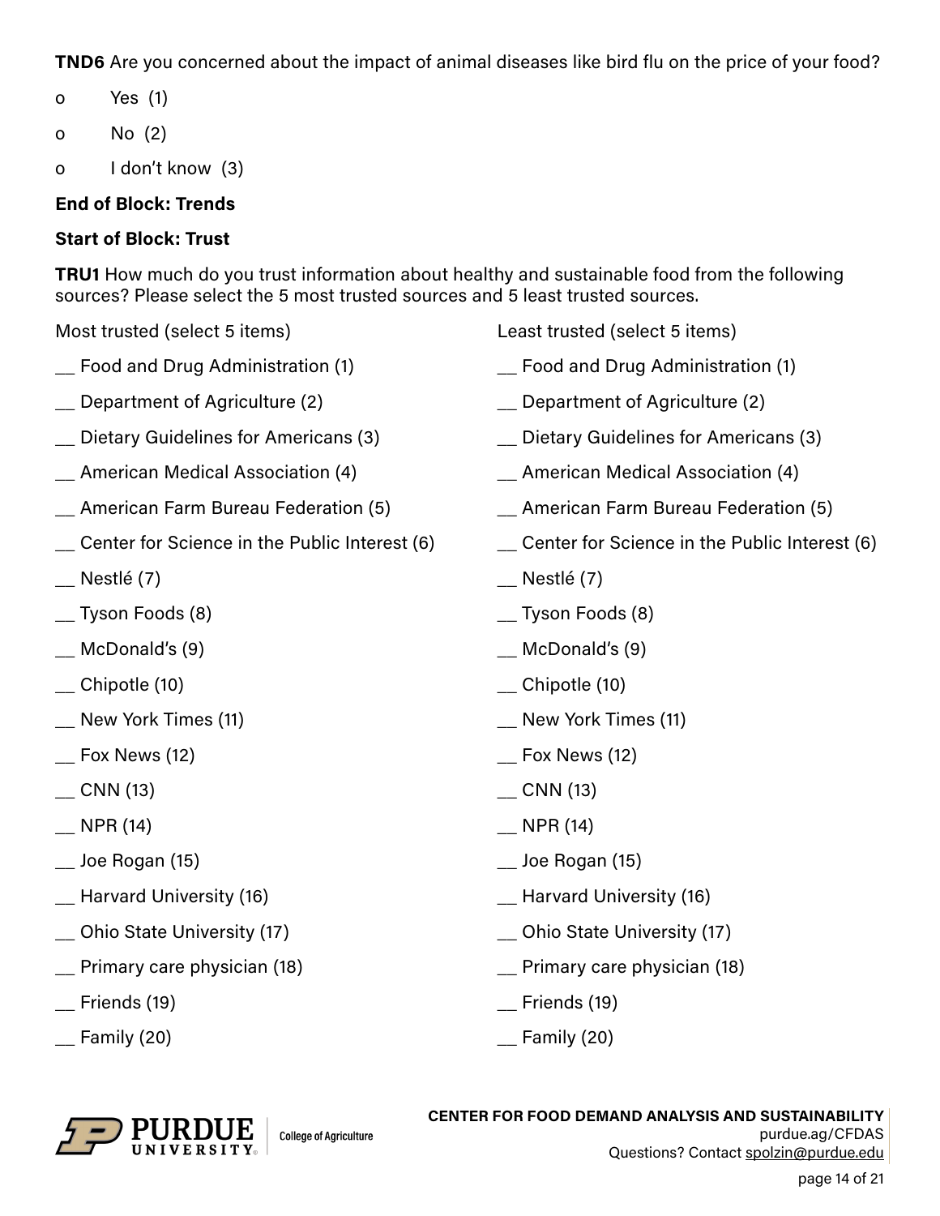**TND6** Are you concerned about the impact of animal diseases like bird flu on the price of your food?

- o Yes (1)
- o No (2)
- o I don't know (3)

**End of Block: Trends**

**Start of Block: Trust**

**TRU1** How much do you trust information about healthy and sustainable food from the following sources? Please select the 5 most trusted sources and 5 least trusted sources.

Most trusted (select 5 items)

__ Food and Drug Administration (1)

__ Department of Agriculture (2)

__ Dietary Guidelines for Americans (3)

__ American Medical Association (4)

__ American Farm Bureau Federation (5)

__ Center for Science in the Public Interest (6)

__ Nestlé (7)

__ Tyson Foods (8)

__ McDonald's (9)

__ Chipotle (10)

__ New York Times (11)

__ Fox News (12)

__ CNN (13)

__ NPR (14)

__ Joe Rogan (15)

__ Harvard University (16)

__ Ohio State University (17)

__ Primary care physician (18)

__ Friends (19)

__ Family (20)

Least trusted (select 5 items)

__ Food and Drug Administration (1)

__ Department of Agriculture (2)

__ Dietary Guidelines for Americans (3)

__ American Medical Association (4)

__ American Farm Bureau Federation (5)

__ Center for Science in the Public Interest (6)

__ Nestlé (7)

__ Tyson Foods (8)

__ McDonald's (9)

__ Chipotle (10)

__ New York Times (11)

__ Fox News (12)

__ CNN (13)

__ NPR (14)

__ Joe Rogan (15)

__ Harvard University (16)

__ Ohio State University (17)

__ Primary care physician (18)

__ Friends (19)

__ Family (20)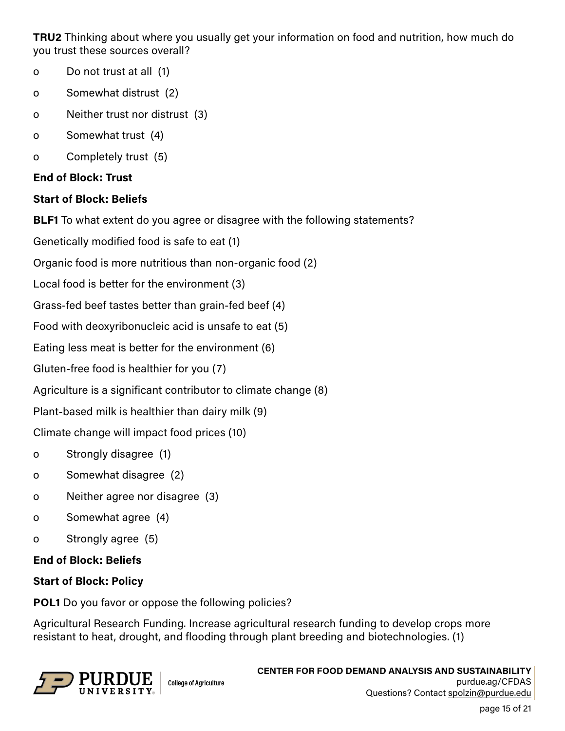**TRU2** Thinking about where you usually get your information on food and nutrition, how much do you trust these sources overall?

- o Do not trust at all (1)
- o Somewhat distrust (2)
- o Neither trust nor distrust (3)
- o Somewhat trust (4)
- o Completely trust (5)

**End of Block: Trust**

**Start of Block: Beliefs**

**BLF1** To what extent do you agree or disagree with the following statements?

Genetically modified food is safe to eat (1)

Organic food is more nutritious than non-organic food (2)

Local food is better for the environment (3)

Grass-fed beef tastes better than grain-fed beef (4)

Food with deoxyribonucleic acid is unsafe to eat (5)

Eating less meat is better for the environment (6)

Gluten-free food is healthier for you (7)

Agriculture is a significant contributor to climate change (8)

Plant-based milk is healthier than dairy milk (9)

Climate change will impact food prices (10)

- o Strongly disagree (1)
- o Somewhat disagree (2)
- o Neither agree nor disagree (3)
- o Somewhat agree (4)
- o Strongly agree (5)

**End of Block: Beliefs**

**Start of Block: Policy**

**POL1** Do you favor or oppose the following policies?

Agricultural Research Funding. Increase agricultural research funding to develop crops more resistant to heat, drought, and flooding through plant breeding and biotechnologies. (1)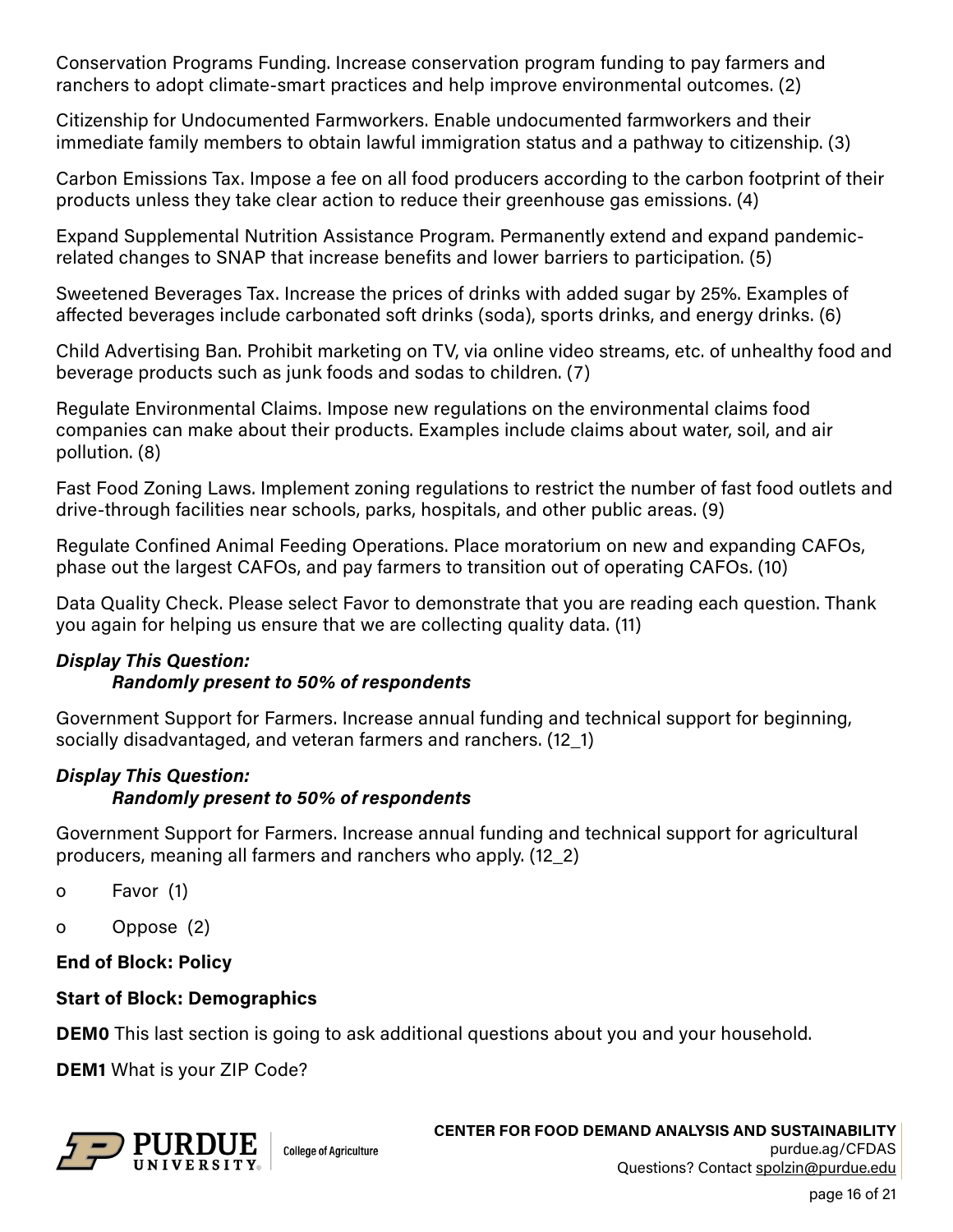Conservation Programs Funding. Increase conservation program funding to pay farmers and ranchers to adopt climate-smart practices and help improve environmental outcomes. (2)

Citizenship for Undocumented Farmworkers. Enable undocumented farmworkers and their immediate family members to obtain lawful immigration status and a pathway to citizenship. (3)

Carbon Emissions Tax. Impose a fee on all food producers according to the carbon footprint of their products unless they take clear action to reduce their greenhouse gas emissions. (4)

Expand Supplemental Nutrition Assistance Program. Permanently extend and expand pandemic-related changes to SNAP that increase benefits and lower barriers to participation. (5)

Sweetened Beverages Tax. Increase the prices of drinks with added sugar by 25%. Examples of affected beverages include carbonated soft drinks (soda), sports drinks, and energy drinks. (6)

Child Advertising Ban. Prohibit marketing on TV, via online video streams, etc. of unhealthy food and beverage products such as junk foods and sodas to children. (7)

Regulate Environmental Claims. Impose new regulations on the environmental claims food companies can make about their products. Examples include claims about water, soil, and air pollution. (8)

Fast Food Zoning Laws. Implement zoning regulations to restrict the number of fast food outlets and drive-through facilities near schools, parks, hospitals, and other public areas. (9)

Regulate Confined Animal Feeding Operations. Place moratorium on new and expanding CAFOs, phase out the largest CAFOs, and pay farmers to transition out of operating CAFOs. (10)

Data Quality Check. Please select Favor to demonstrate that you are reading each question. Thank you again for helping us ensure that we are collecting quality data. (11)

***Display This Question:***
***Randomly present to 50% of respondents***

Government Support for Farmers. Increase annual funding and technical support for beginning, socially disadvantaged, and veteran farmers and ranchers. (12_1)

***Display This Question:***
***Randomly present to 50% of respondents***

Government Support for Farmers. Increase annual funding and technical support for agricultural producers, meaning all farmers and ranchers who apply. (12_2)

- o Favor (1)
- o Oppose (2)

**End of Block: Policy**

**Start of Block: Demographics**

**DEM0** This last section is going to ask additional questions about you and your household.

**DEM1** What is your ZIP Code?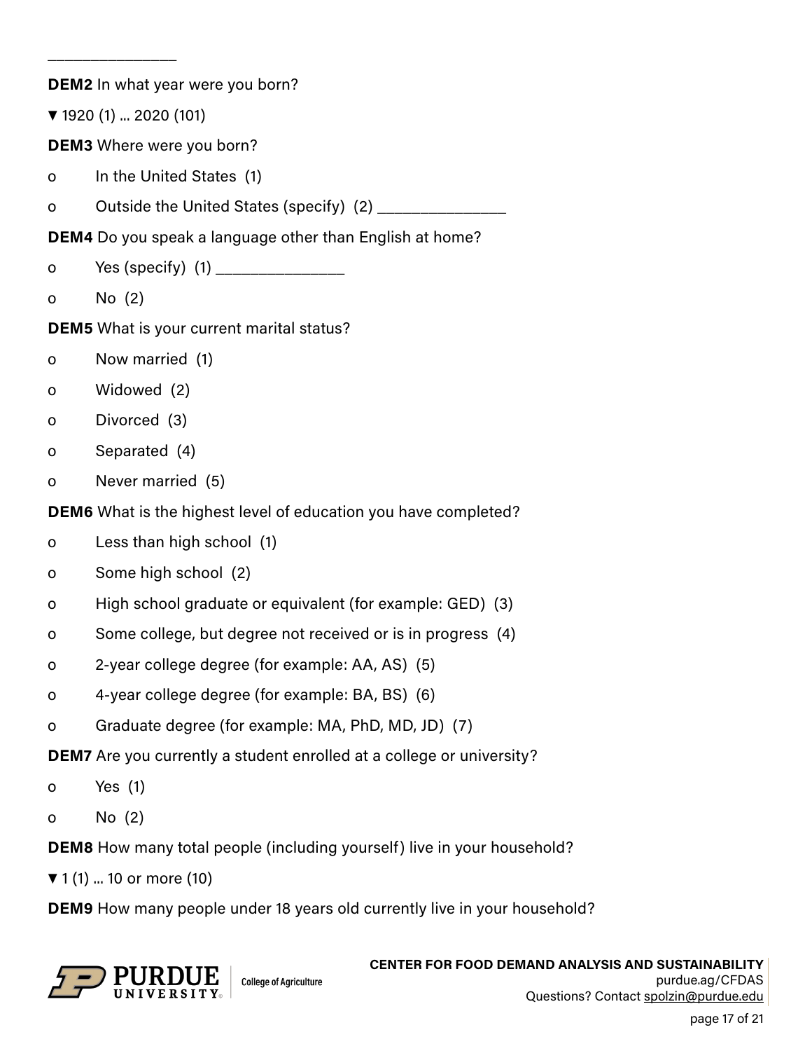________________

**DEM2** In what year were you born?

▼ 1920 (1) ... 2020 (101)

**DEM3** Where were you born?

- o In the United States (1)
- o Outside the United States (specify) (2) ________________

**DEM4** Do you speak a language other than English at home?

- o Yes (specify) (1) ________________
- o No (2)

**DEM5** What is your current marital status?

- o Now married (1)
- o Widowed (2)
- o Divorced (3)
- o Separated (4)
- o Never married (5)

**DEM6** What is the highest level of education you have completed?

- o Less than high school (1)
- o Some high school (2)
- o High school graduate or equivalent (for example: GED) (3)
- o Some college, but degree not received or is in progress (4)
- o 2-year college degree (for example: AA, AS) (5)
- o 4-year college degree (for example: BA, BS) (6)
- o Graduate degree (for example: MA, PhD, MD, JD) (7)

**DEM7** Are you currently a student enrolled at a college or university?

- o Yes (1)
- o No (2)

**DEM8** How many total people (including yourself) live in your household?

▼ 1 (1) ... 10 or more (10)

**DEM9** How many people under 18 years old currently live in your household?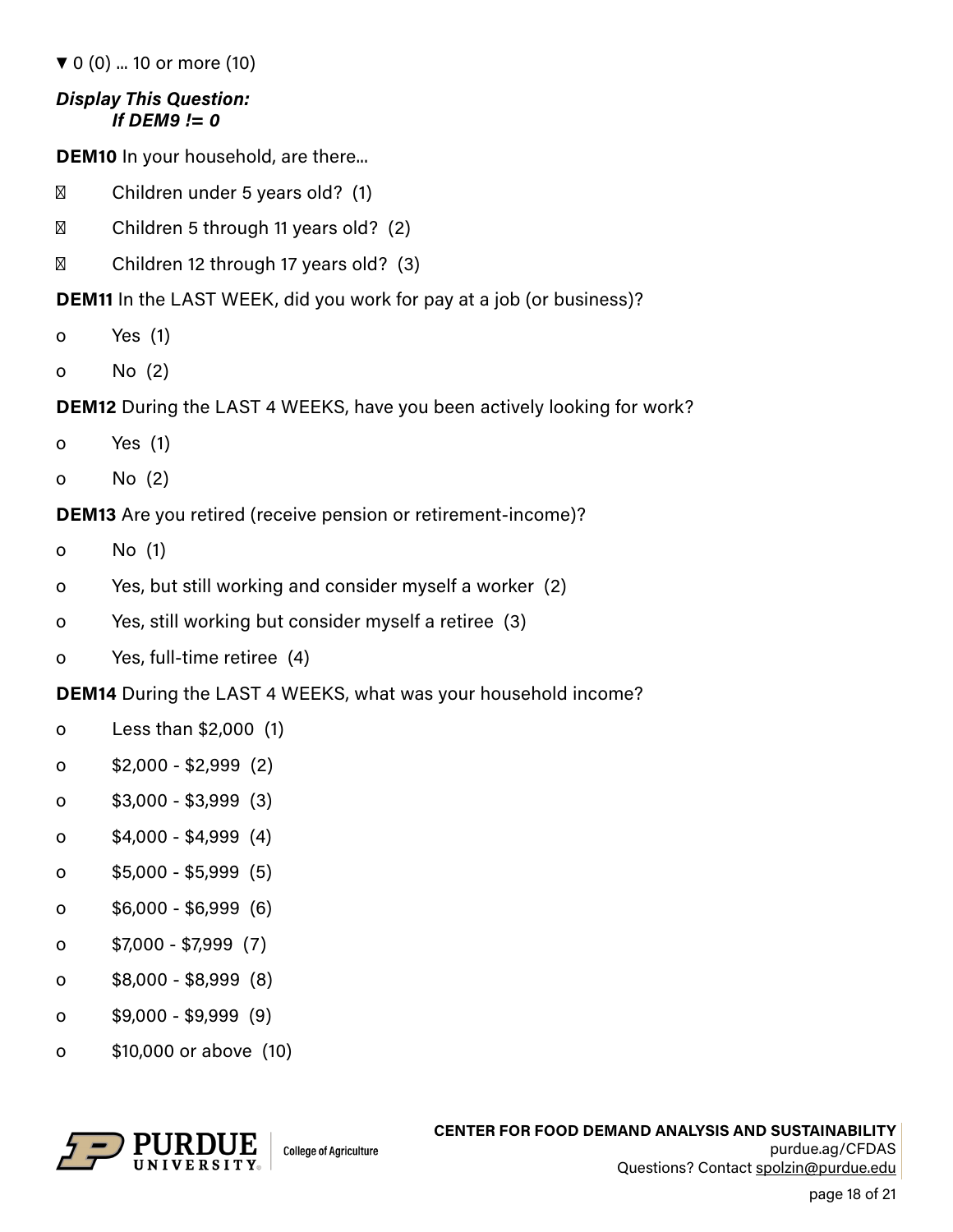▼ 0 (0) ... 10 or more (10)

***Display This Question:***
***If DEM9 != 0***

**DEM10** In your household, are there...

- ▢ Children under 5 years old? (1)
- ▢ Children 5 through 11 years old? (2)
- ▢ Children 12 through 17 years old? (3)

**DEM11** In the LAST WEEK, did you work for pay at a job (or business)?

- o Yes (1)
- o No (2)

**DEM12** During the LAST 4 WEEKS, have you been actively looking for work?

- o Yes (1)
- o No (2)

**DEM13** Are you retired (receive pension or retirement-income)?

- o No (1)
- o Yes, but still working and consider myself a worker (2)
- o Yes, still working but consider myself a retiree (3)
- o Yes, full-time retiree (4)

**DEM14** During the LAST 4 WEEKS, what was your household income?

- o Less than $2,000 (1)
- o $2,000 - $2,999 (2)
- o $3,000 - $3,999 (3)
- o $4,000 - $4,999 (4)
- o $5,000 - $5,999 (5)
- o $6,000 - $6,999 (6)
- o $7,000 - $7,999 (7)
- o $8,000 - $8,999 (8)
- o $9,000 - $9,999 (9)
- o $10,000 or above (10)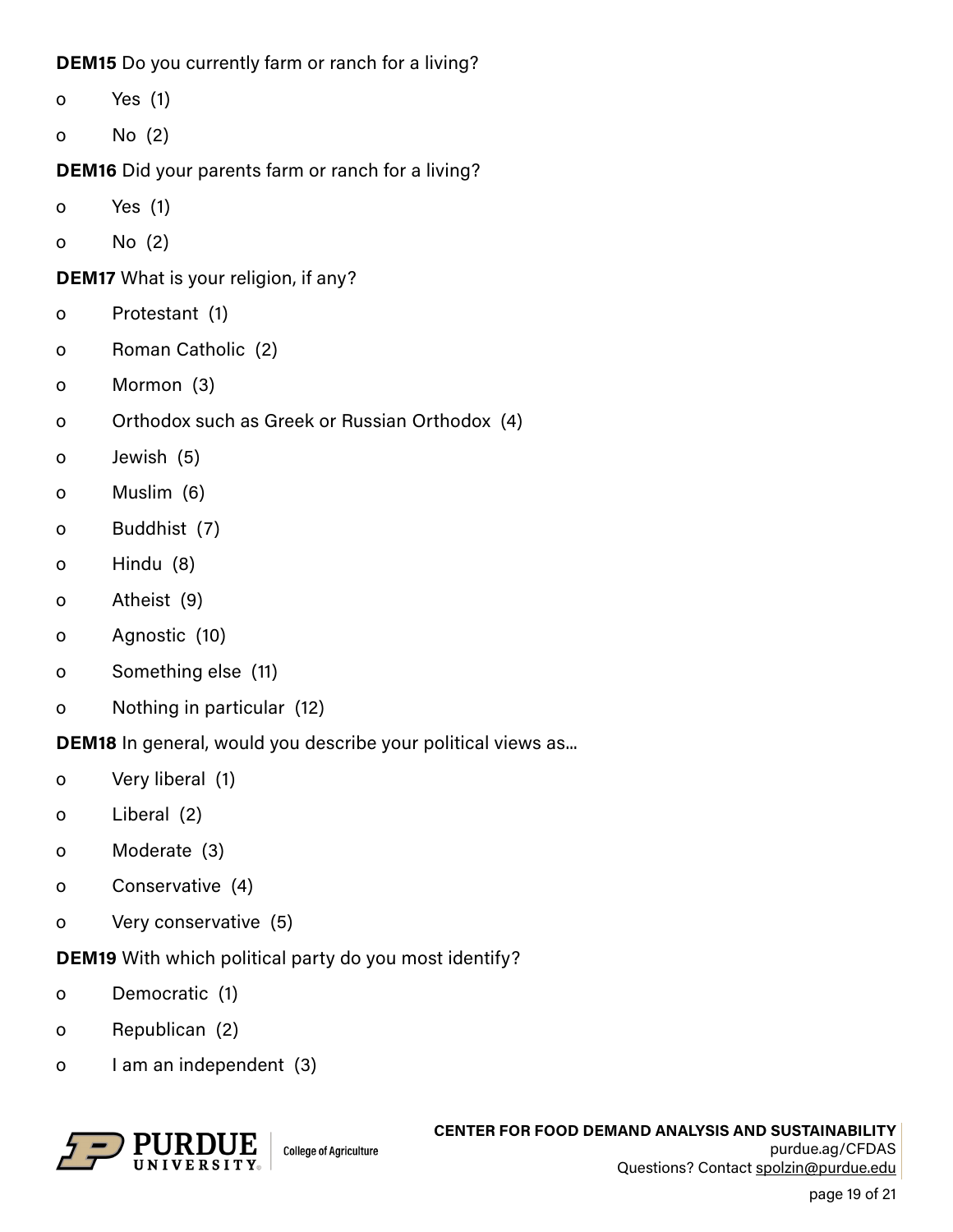**DEM15** Do you currently farm or ranch for a living?

- o Yes (1)
- o No (2)

**DEM16** Did your parents farm or ranch for a living?

- o Yes (1)
- o No (2)

**DEM17** What is your religion, if any?

- o Protestant (1)
- o Roman Catholic (2)
- o Mormon (3)
- o Orthodox such as Greek or Russian Orthodox (4)
- o Jewish (5)
- o Muslim (6)
- o Buddhist (7)
- o Hindu (8)
- o Atheist (9)
- o Agnostic (10)
- o Something else (11)
- o Nothing in particular (12)

**DEM18** In general, would you describe your political views as...

- o Very liberal (1)
- o Liberal (2)
- o Moderate (3)
- o Conservative (4)
- o Very conservative (5)

**DEM19** With which political party do you most identify?

- o Democratic (1)
- o Republican (2)
- o I am an independent (3)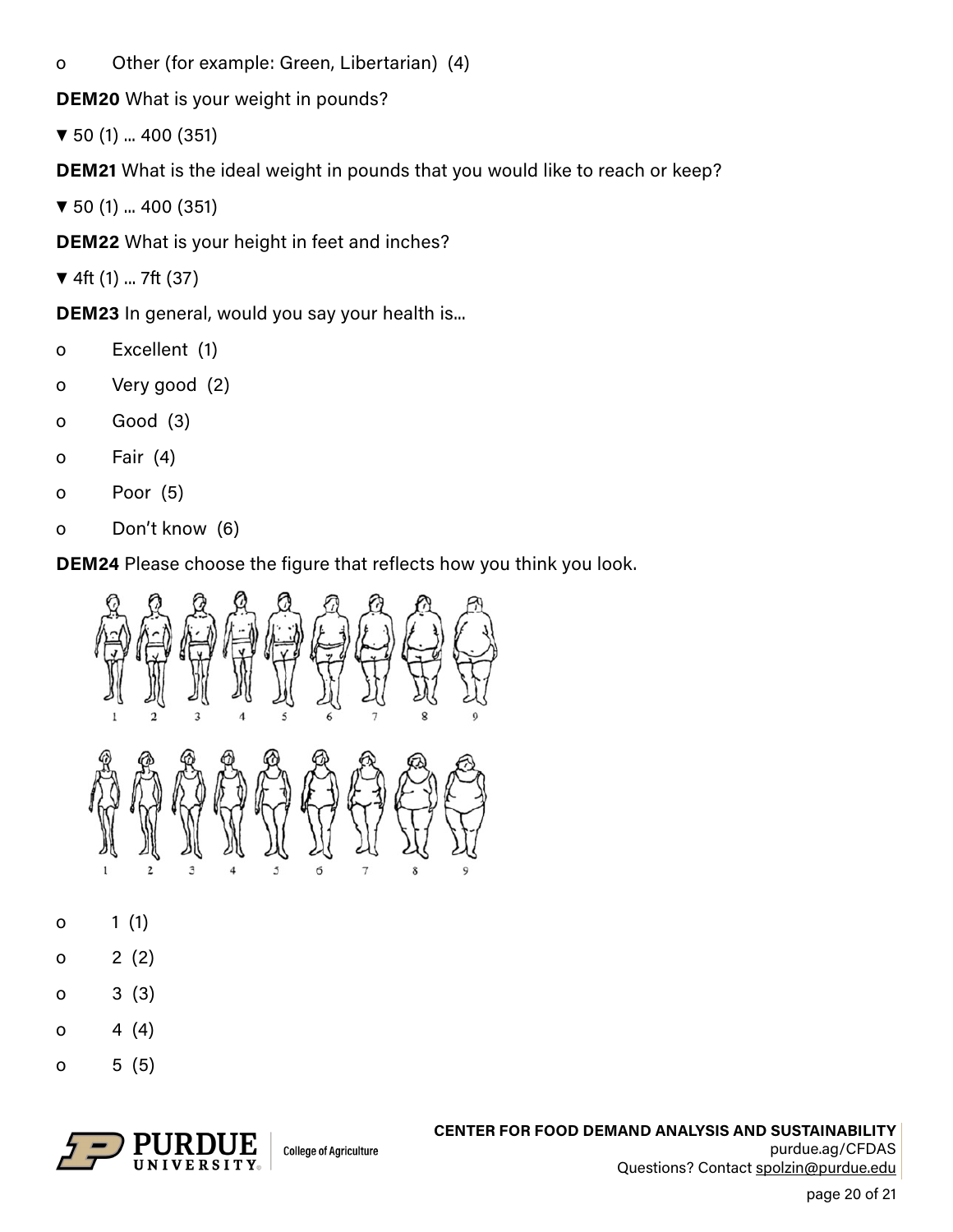o Other (for example: Green, Libertarian) (4)

**DEM20** What is your weight in pounds?

▼ 50 (1) ... 400 (351)

**DEM21** What is the ideal weight in pounds that you would like to reach or keep?

▼ 50 (1) ... 400 (351)

**DEM22** What is your height in feet and inches?

▼ 4ft (1) ... 7ft (37)

**DEM23** In general, would you say your health is...

o Excellent (1)

o Very good (2)

o Good (3)

o Fair (4)

o Poor (5)

o Don't know (6)

**DEM24** Please choose the figure that reflects how you think you look.

o 1 (1)

o 2 (2)

o 3 (3)

o 4 (4)

o 5 (5)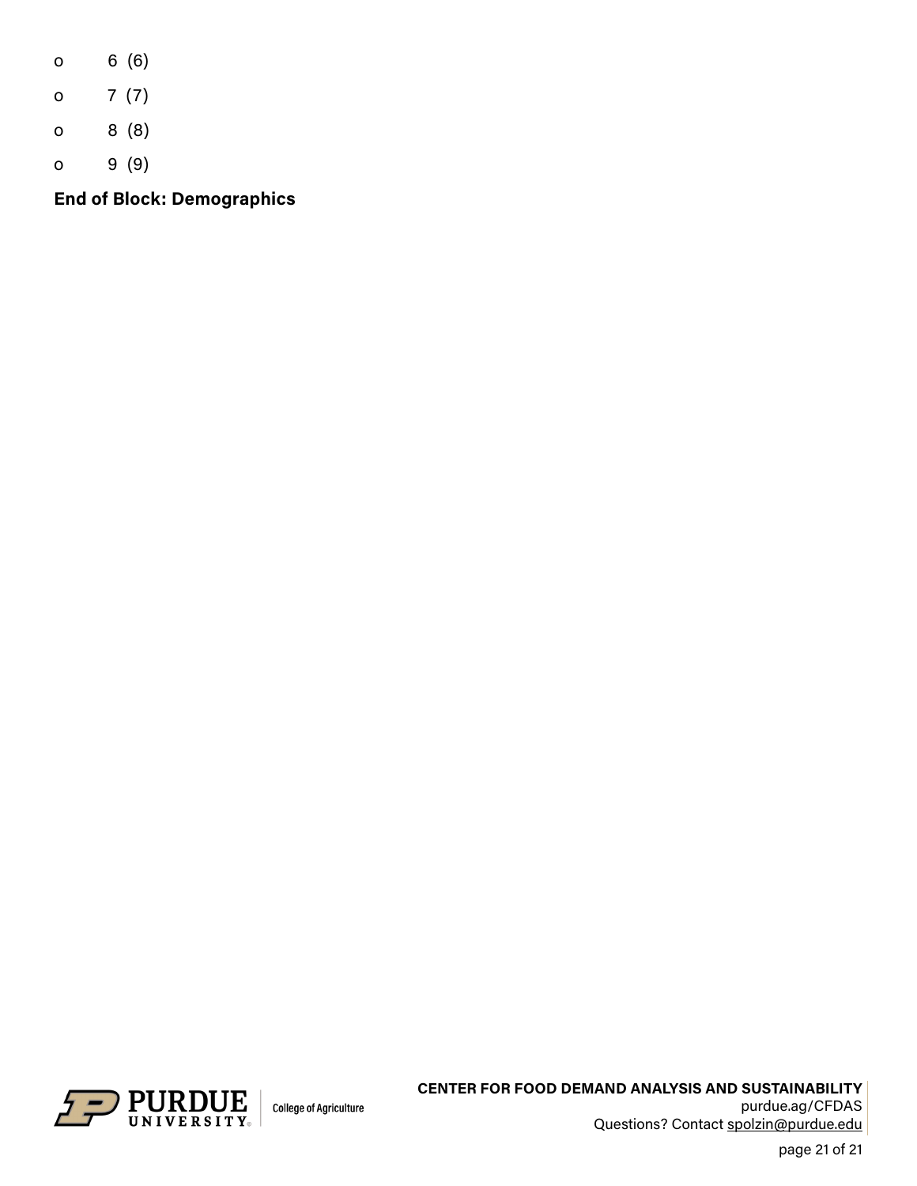- 6 (6)
- 7 (7)
- 8 (8)
- 9 (9)

**End of Block: Demographics**